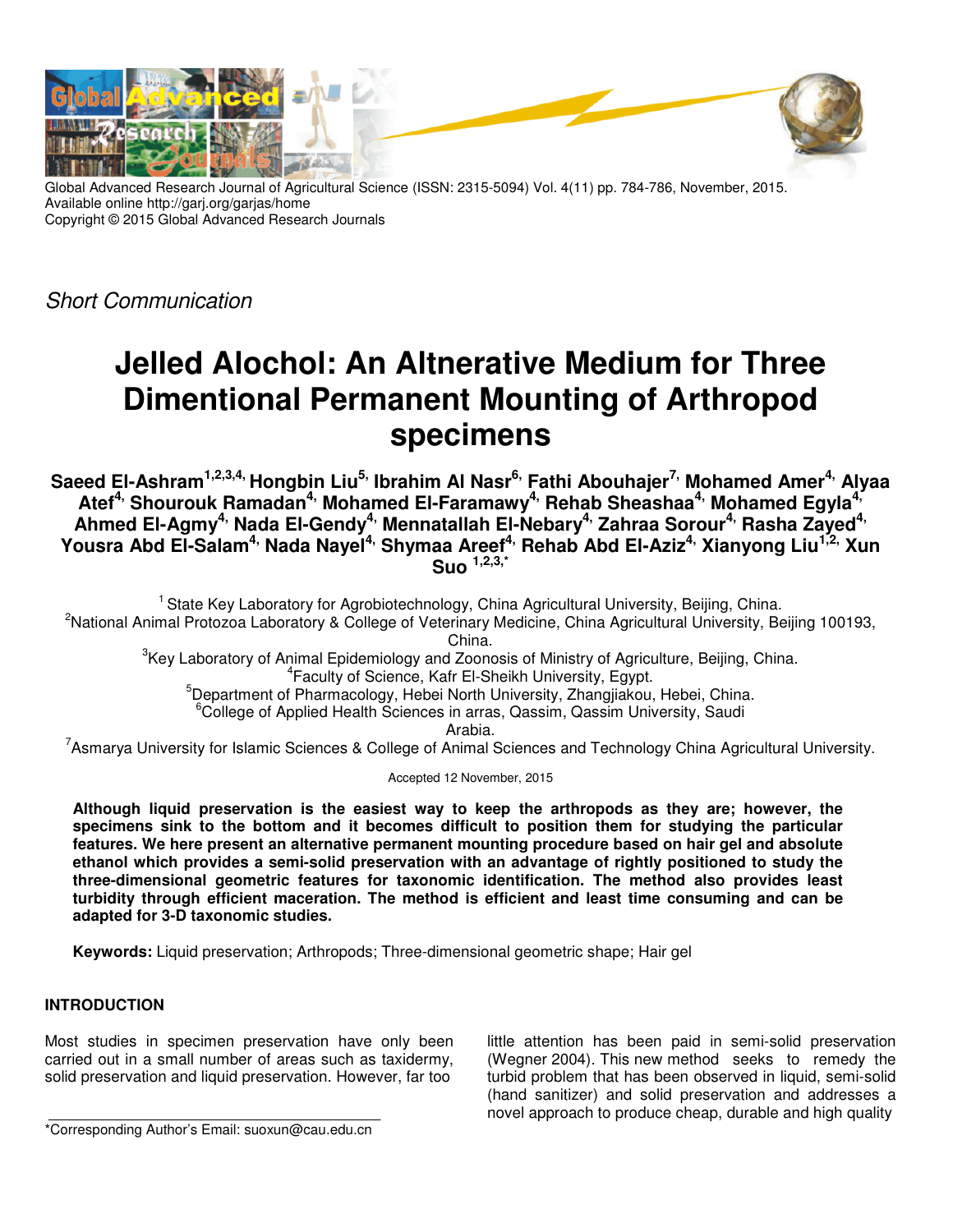Global Advanced Research Journal of Agricultural Science (ISSN: 2315-5094) Vol. 4(11) pp. 784-786, November, 2015.
Available online http://garj.org/garjas/home
Copyright © 2015 Global Advanced Research Journals

*Short Communication*

# Jelled Alochol: An Altnerative Medium for Three Dimentional Permanent Mounting of Arthropod specimens

**Saeed El-Ashram[1,2,3,4], Hongbin Liu[5], Ibrahim Al Nasr[6], Fathi Abouhajer[7], Mohamed Amer[4], Alyaa Atef[4], Shourouk Ramadan[4], Mohamed El-Faramawy[4], Rehab Sheashaa[4], Mohamed Egyla[4], Ahmed El-Agmy[4], Nada El-Gendy[4], Mennatallah El-Nebary[4], Zahraa Sorour[4], Rasha Zayed[4], Yousra Abd El-Salam[4], Nada Nayel[4], Shymaa Areef[4], Rehab Abd El-Aziz[4], Xianyong Liu[1,2], Xun Suo[1,2,3,*]**

[1] State Key Laboratory for Agrobiotechnology, China Agricultural University, Beijing, China.
[2]National Animal Protozoa Laboratory & College of Veterinary Medicine, China Agricultural University, Beijing 100193, China.
[3]Key Laboratory of Animal Epidemiology and Zoonosis of Ministry of Agriculture, Beijing, China.
[4]Faculty of Science, Kafr El-Sheikh University, Egypt.
[5]Department of Pharmacology, Hebei North University, Zhangjiakou, Hebei, China.
[6]College of Applied Health Sciences in arras, Qassim, Qassim University, Saudi Arabia.
[7]Asmarya University for Islamic Sciences & College of Animal Sciences and Technology China Agricultural University.

Accepted 12 November, 2015

**Although liquid preservation is the easiest way to keep the arthropods as they are; however, the specimens sink to the bottom and it becomes difficult to position them for studying the particular features. We here present an alternative permanent mounting procedure based on hair gel and absolute ethanol which provides a semi-solid preservation with an advantage of rightly positioned to study the three-dimensional geometric features for taxonomic identification. The method also provides least turbidity through efficient maceration. The method is efficient and least time consuming and can be adapted for 3-D taxonomic studies.**

**Keywords:** Liquid preservation; Arthropods; Three-dimensional geometric shape; Hair gel

## INTRODUCTION

Most studies in specimen preservation have only been carried out in a small number of areas such as taxidermy, solid preservation and liquid preservation. However, far too little attention has been paid in semi-solid preservation (Wegner 2004). This new method seeks to remedy the turbid problem that has been observed in liquid, semi-solid (hand sanitizer) and solid preservation and addresses a novel approach to produce cheap, durable and high quality

*Corresponding Author's Email: suoxun@cau.edu.cn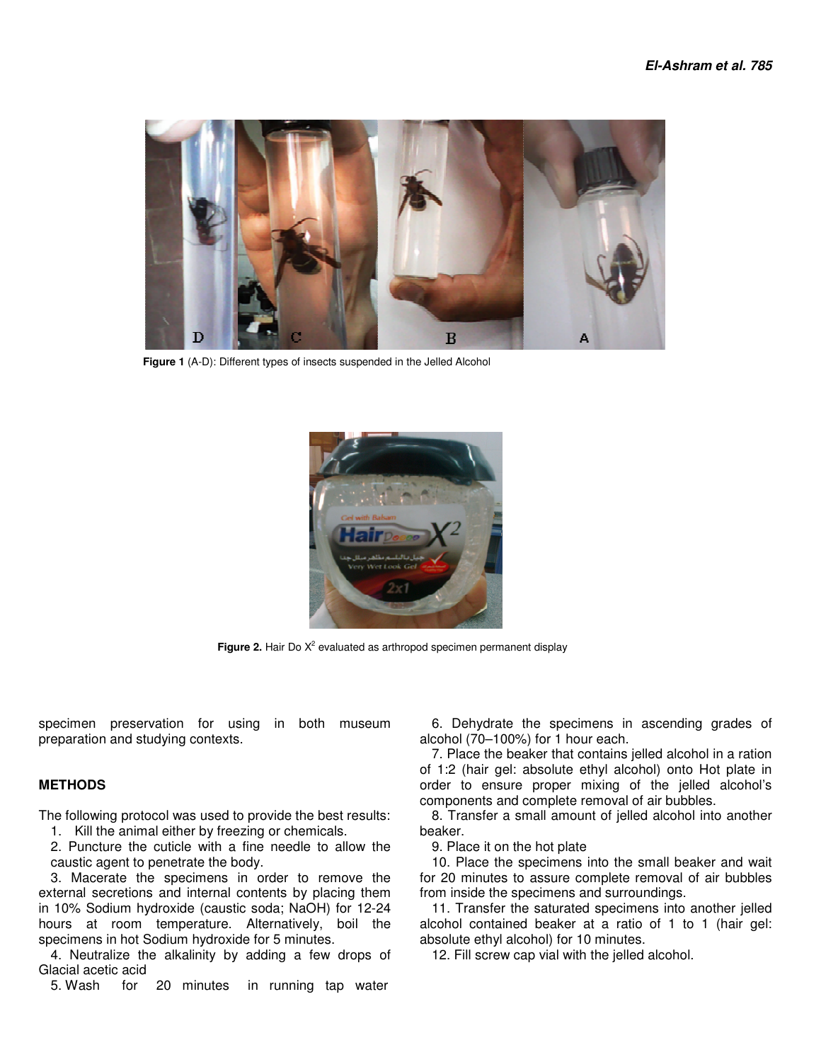Figure 1 (A-D): Different types of insects suspended in the Jelled Alcohol

Figure 2. Hair Do $X^2$ evaluated as arthropod specimen permanent display

specimen preservation for using in both museum preparation and studying contexts.

## METHODS

The following protocol was used to provide the best results:

1. Kill the animal either by freezing or chemicals.
2. Puncture the cuticle with a fine needle to allow the caustic agent to penetrate the body.
3. Macerate the specimens in order to remove the external secretions and internal contents by placing them in 10% Sodium hydroxide (caustic soda; NaOH) for 12-24 hours at room temperature. Alternatively, boil the specimens in hot Sodium hydroxide for 5 minutes.
4. Neutralize the alkalinity by adding a few drops of Glacial acetic acid
5. Wash for 20 minutes in running tap water
6. Dehydrate the specimens in ascending grades of alcohol (70–100%) for 1 hour each.
7. Place the beaker that contains jelled alcohol in a ration of 1:2 (hair gel: absolute ethyl alcohol) onto Hot plate in order to ensure proper mixing of the jelled alcohol's components and complete removal of air bubbles.
8. Transfer a small amount of jelled alcohol into another beaker.
9. Place it on the hot plate
10. Place the specimens into the small beaker and wait for 20 minutes to assure complete removal of air bubbles from inside the specimens and surroundings.
11. Transfer the saturated specimens into another jelled alcohol contained beaker at a ratio of 1 to 1 (hair gel: absolute ethyl alcohol) for 10 minutes.
12. Fill screw cap vial with the jelled alcohol.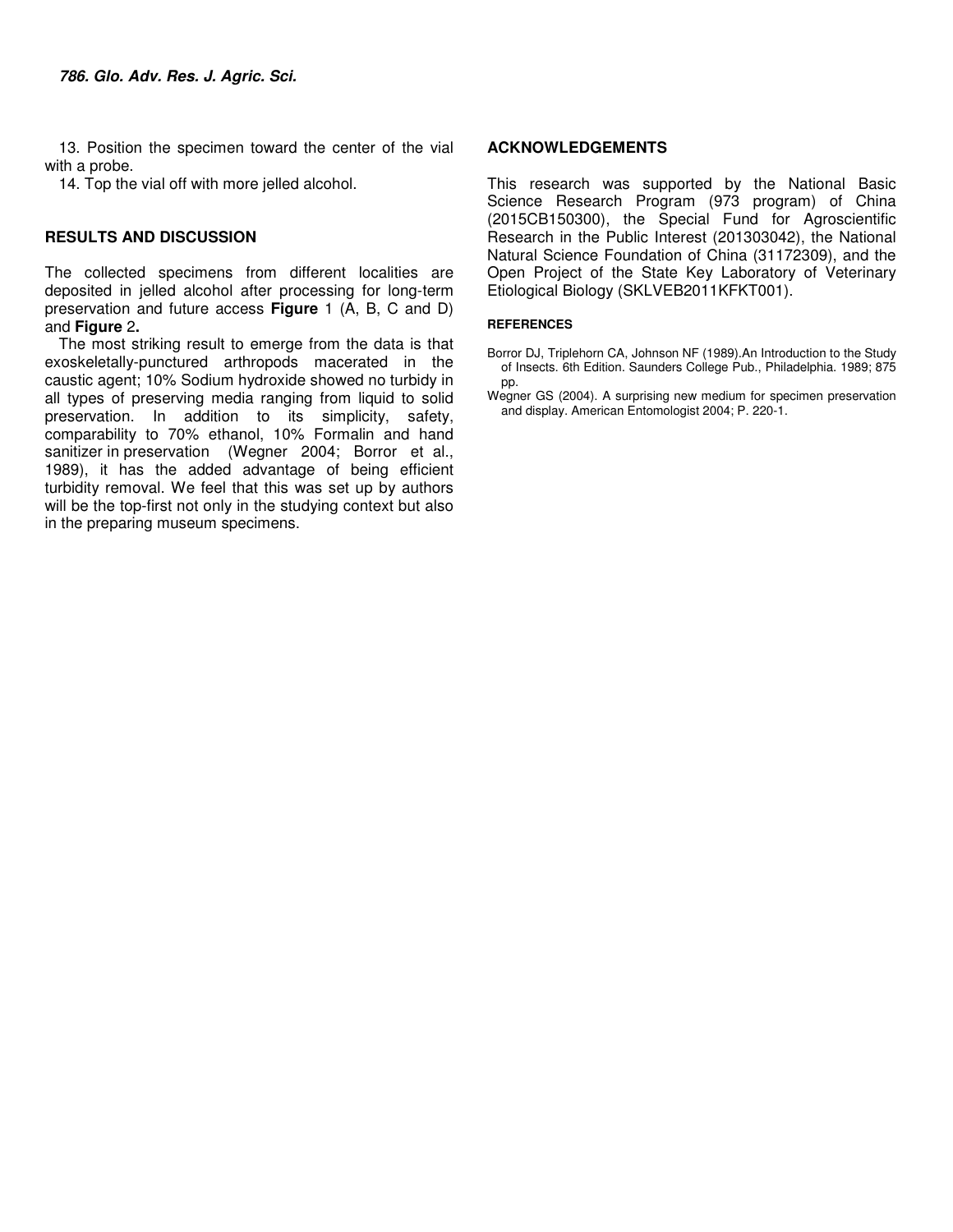13. Position the specimen toward the center of the vial with a probe.

14. Top the vial off with more jelled alcohol.

## RESULTS AND DISCUSSION

The collected specimens from different localities are deposited in jelled alcohol after processing for long-term preservation and future access **Figure** 1 (A, B, C and D) and **Figure** 2**.**

The most striking result to emerge from the data is that exoskeletally-punctured arthropods macerated in the caustic agent; 10% Sodium hydroxide showed no turbidy in all types of preserving media ranging from liquid to solid preservation. In addition to its simplicity, safety, comparability to 70% ethanol, 10% Formalin and hand sanitizer in preservation (Wegner 2004; Borror et al., 1989), it has the added advantage of being efficient turbidity removal. We feel that this was set up by authors will be the top-first not only in the studying context but also in the preparing museum specimens.

## ACKNOWLEDGEMENTS

This research was supported by the National Basic Science Research Program (973 program) of China (2015CB150300), the Special Fund for Agroscientific Research in the Public Interest (201303042), the National Natural Science Foundation of China (31172309), and the Open Project of the State Key Laboratory of Veterinary Etiological Biology (SKLVEB2011KFKT001).

## REFERENCES

Borror DJ, Triplehorn CA, Johnson NF (1989).An Introduction to the Study of Insects. 6th Edition. Saunders College Pub., Philadelphia. 1989; 875 pp.

Wegner GS (2004). A surprising new medium for specimen preservation and display. American Entomologist 2004; P. 220-1.